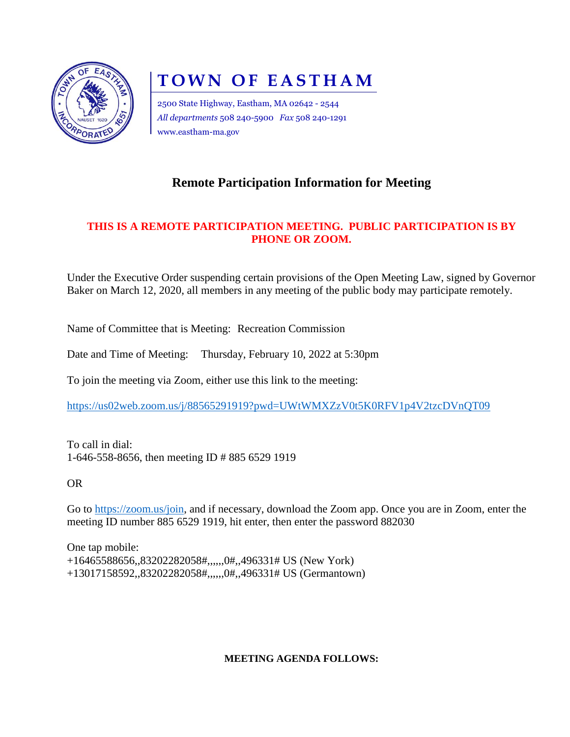# TOWN OF EASTHAM

2500 State Highway, Eastham, MA 02642 - 2544
*All departments* 508 240-5900 *Fax* 508 240-1291
www.eastham-ma.gov

## Remote Participation Information for Meeting

**THIS IS A REMOTE PARTICIPATION MEETING. PUBLIC PARTICIPATION IS BY PHONE OR ZOOM.**

Under the Executive Order suspending certain provisions of the Open Meeting Law, signed by Governor Baker on March 12, 2020, all members in any meeting of the public body may participate remotely.

Name of Committee that is Meeting: Recreation Commission

Date and Time of Meeting: Thursday, February 10, 2022 at 5:30pm

To join the meeting via Zoom, either use this link to the meeting:

https://us02web.zoom.us/j/88565291919?pwd=UWtWMXZzV0t5K0RFV1p4V2tzcDVnQT09

To call in dial:
1-646-558-8656, then meeting ID # 885 6529 1919

OR

Go to https://zoom.us/join, and if necessary, download the Zoom app. Once you are in Zoom, enter the meeting ID number 885 6529 1919, hit enter, then enter the password 882030

One tap mobile:
+16465588656,,83202282058#,,,,,,0#,,496331# US (New York)
+13017158592,,83202282058#,,,,,,0#,,496331# US (Germantown)

**MEETING AGENDA FOLLOWS:**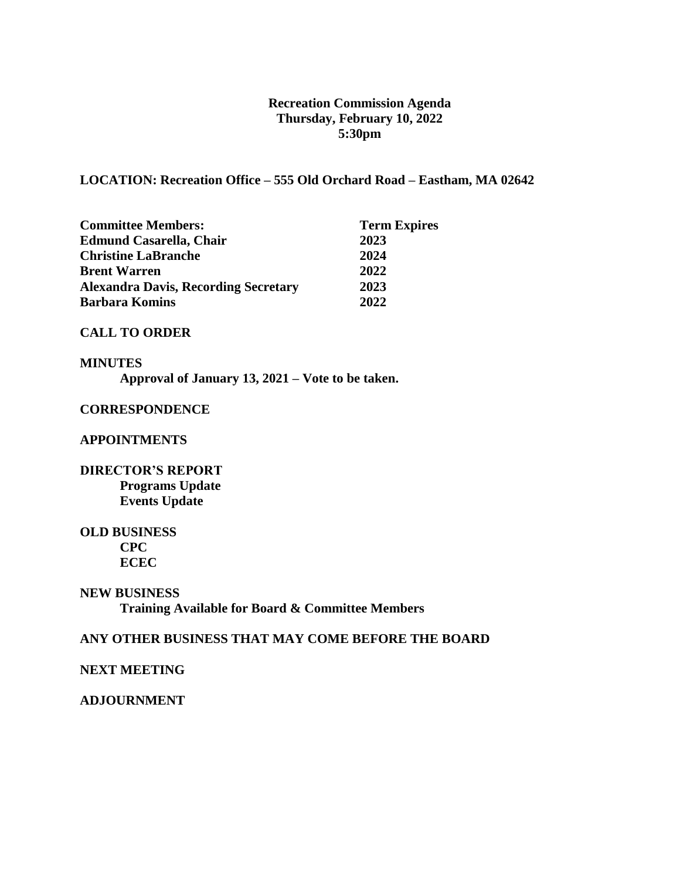**Recreation Commission Agenda**
**Thursday, February 10, 2022**
**5:30pm**

**LOCATION: Recreation Office – 555 Old Orchard Road – Eastham, MA 02642**

| Committee Members: | Term Expires |
|---|---|
| Edmund Casarella, Chair | 2023 |
| Christine LaBranche | 2024 |
| Brent Warren | 2022 |
| Alexandra Davis, Recording Secretary | 2023 |
| Barbara Komins | 2022 |

**CALL TO ORDER**

**MINUTES**

- **Approval of January 13, 2021 – Vote to be taken.**

**CORRESPONDENCE**

**APPOINTMENTS**

**DIRECTOR'S REPORT**

- **Programs Update**
- **Events Update**

**OLD BUSINESS**

- **CPC**
- **ECEC**

**NEW BUSINESS**

- **Training Available for Board & Committee Members**

**ANY OTHER BUSINESS THAT MAY COME BEFORE THE BOARD**

**NEXT MEETING**

**ADJOURNMENT**